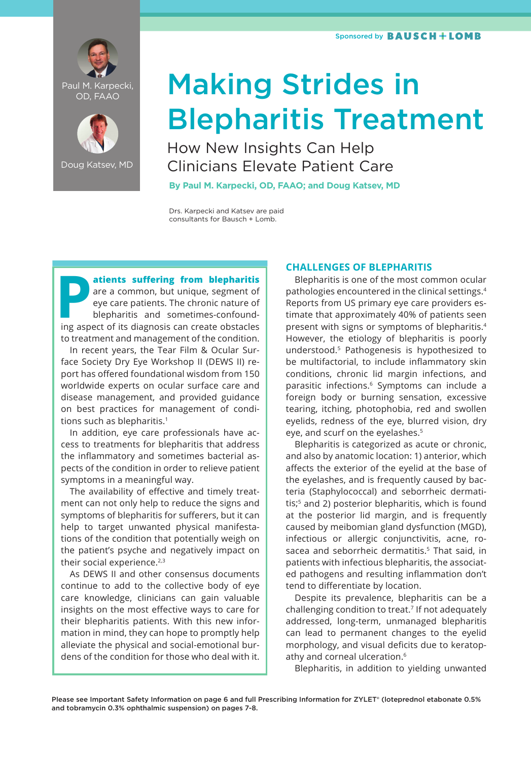Sponsored by BAUSCH + LOMB

Paul M. Karpecki, OD, FAAO

Doug Katsev, MD

# Making Strides in Blepharitis Treatment

## How New Insights Can Help Clinicians Elevate Patient Care

**By Paul M. Karpecki, OD, FAAO; and Doug Katsev, MD**

Drs. Karpecki and Katsev are paid consultants for Bausch + Lomb.

**Patients suffering from blepharitis** are a common, but unique, segment of eye care patients. The chronic nature of blepharitis and sometimes-confounding aspect of its diagnosis can create obstacles to treatment and management of the condition.

In recent years, the Tear Film & Ocular Surface Society Dry Eye Workshop II (DEWS II) report has offered foundational wisdom from 150 worldwide experts on ocular surface care and disease management, and provided guidance on best practices for management of conditions such as blepharitis.[1]

In addition, eye care professionals have access to treatments for blepharitis that address the inflammatory and sometimes bacterial aspects of the condition in order to relieve patient symptoms in a meaningful way.

The availability of effective and timely treatment can not only help to reduce the signs and symptoms of blepharitis for sufferers, but it can help to target unwanted physical manifestations of the condition that potentially weigh on the patient's psyche and negatively impact on their social experience.[2,3]

As DEWS II and other consensus documents continue to add to the collective body of eye care knowledge, clinicians can gain valuable insights on the most effective ways to care for their blepharitis patients. With this new information in mind, they can hope to promptly help alleviate the physical and social-emotional burdens of the condition for those who deal with it.

### CHALLENGES OF BLEPHARITIS

Blepharitis is one of the most common ocular pathologies encountered in the clinical settings.[4] Reports from US primary eye care providers estimate that approximately 40% of patients seen present with signs or symptoms of blepharitis.[4] However, the etiology of blepharitis is poorly understood.[5] Pathogenesis is hypothesized to be multifactorial, to include inflammatory skin conditions, chronic lid margin infections, and parasitic infections.[6] Symptoms can include a foreign body or burning sensation, excessive tearing, itching, photophobia, red and swollen eyelids, redness of the eye, blurred vision, dry eye, and scurf on the eyelashes.[5]

Blepharitis is categorized as acute or chronic, and also by anatomic location: 1) anterior, which affects the exterior of the eyelid at the base of the eyelashes, and is frequently caused by bacteria (Staphylococcal) and seborrheic dermatitis;[5] and 2) posterior blepharitis, which is found at the posterior lid margin, and is frequently caused by meibomian gland dysfunction (MGD), infectious or allergic conjunctivitis, acne, rosacea and seborrheic dermatitis.[5] That said, in patients with infectious blepharitis, the associated pathogens and resulting inflammation don't tend to differentiate by location.

Despite its prevalence, blepharitis can be a challenging condition to treat.[7] If not adequately addressed, long-term, unmanaged blepharitis can lead to permanent changes to the eyelid morphology, and visual deficits due to keratopathy and corneal ulceration.[6]

Blepharitis, in addition to yielding unwanted

Please see Important Safety Information on page 6 and full Prescribing Information for ZYLET® (loteprednol etabonate 0.5% and tobramycin 0.3% ophthalmic suspension) on pages 7-8.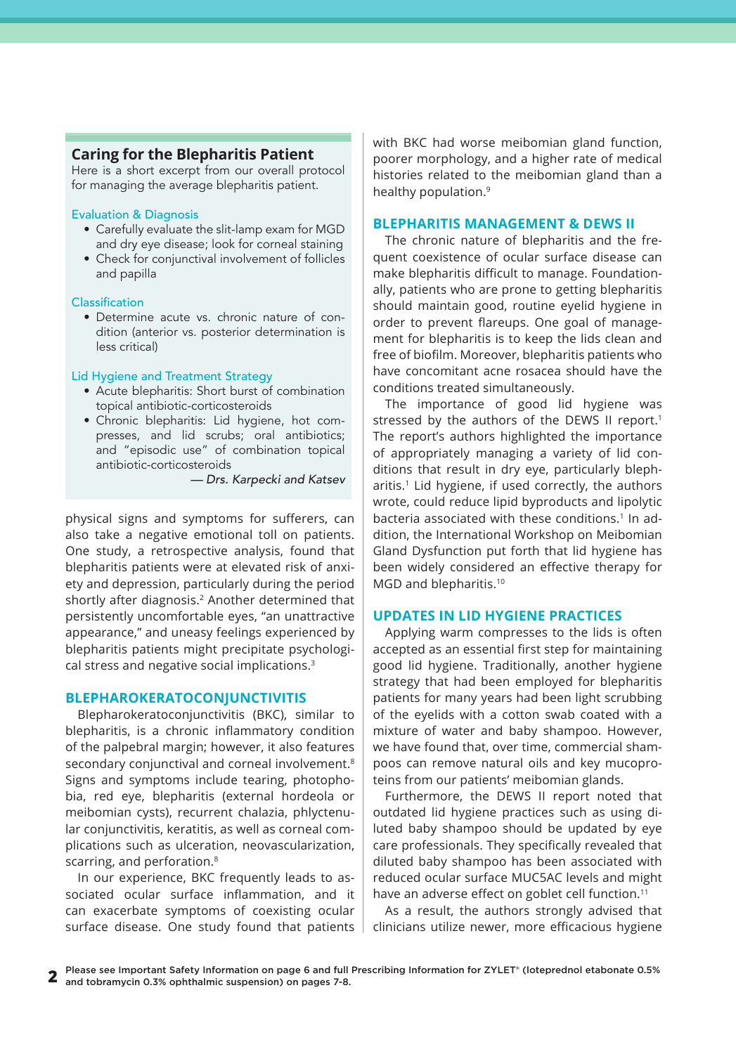## Caring for the Blepharitis Patient

Here is a short excerpt from our overall protocol for managing the average blepharitis patient.

### Evaluation & Diagnosis

- Carefully evaluate the slit-lamp exam for MGD and dry eye disease; look for corneal staining
- Check for conjunctival involvement of follicles and papilla

### Classification

- Determine acute vs. chronic nature of condition (anterior vs. posterior determination is less critical)

### Lid Hygiene and Treatment Strategy

- Acute blepharitis: Short burst of combination topical antibiotic-corticosteroids
- Chronic blepharitis: Lid hygiene, hot compresses, and lid scrubs; oral antibiotics; and "episodic use" of combination topical antibiotic-corticosteroids

*— Drs. Karpecki and Katsev*

physical signs and symptoms for sufferers, can also take a negative emotional toll on patients. One study, a retrospective analysis, found that blepharitis patients were at elevated risk of anxiety and depression, particularly during the period shortly after diagnosis.[2] Another determined that persistently uncomfortable eyes, "an unattractive appearance," and uneasy feelings experienced by blepharitis patients might precipitate psychological stress and negative social implications.[3]

## BLEPHAROKERATOCONJUNCTIVITIS

Blepharokeratoconjunctivitis (BKC), similar to blepharitis, is a chronic inflammatory condition of the palpebral margin; however, it also features secondary conjunctival and corneal involvement.[8] Signs and symptoms include tearing, photophobia, red eye, blepharitis (external hordeola or meibomian cysts), recurrent chalazia, phlyctenular conjunctivitis, keratitis, as well as corneal complications such as ulceration, neovascularization, scarring, and perforation.[8]

In our experience, BKC frequently leads to associated ocular surface inflammation, and it can exacerbate symptoms of coexisting ocular surface disease. One study found that patients with BKC had worse meibomian gland function, poorer morphology, and a higher rate of medical histories related to the meibomian gland than a healthy population.[9]

## BLEPHARITIS MANAGEMENT & DEWS II

The chronic nature of blepharitis and the frequent coexistence of ocular surface disease can make blepharitis difficult to manage. Foundationally, patients who are prone to getting blepharitis should maintain good, routine eyelid hygiene in order to prevent flareups. One goal of management for blepharitis is to keep the lids clean and free of biofilm. Moreover, blepharitis patients who have concomitant acne rosacea should have the conditions treated simultaneously.

The importance of good lid hygiene was stressed by the authors of the DEWS II report.[1] The report's authors highlighted the importance of appropriately managing a variety of lid conditions that result in dry eye, particularly blepharitis.[1] Lid hygiene, if used correctly, the authors wrote, could reduce lipid byproducts and lipolytic bacteria associated with these conditions.[1] In addition, the International Workshop on Meibomian Gland Dysfunction put forth that lid hygiene has been widely considered an effective therapy for MGD and blepharitis.[10]

## UPDATES IN LID HYGIENE PRACTICES

Applying warm compresses to the lids is often accepted as an essential first step for maintaining good lid hygiene. Traditionally, another hygiene strategy that had been employed for blepharitis patients for many years had been light scrubbing of the eyelids with a cotton swab coated with a mixture of water and baby shampoo. However, we have found that, over time, commercial shampoos can remove natural oils and key mucoproteins from our patients' meibomian glands.

Furthermore, the DEWS II report noted that outdated lid hygiene practices such as using diluted baby shampoo should be updated by eye care professionals. They specifically revealed that diluted baby shampoo has been associated with reduced ocular surface MUC5AC levels and might have an adverse effect on goblet cell function.[11]

As a result, the authors strongly advised that clinicians utilize newer, more efficacious hygiene

**Please see Important Safety Information on page 6 and full Prescribing Information for ZYLET® (loteprednol etabonate 0.5% and tobramycin 0.3% ophthalmic suspension) on pages 7-8.**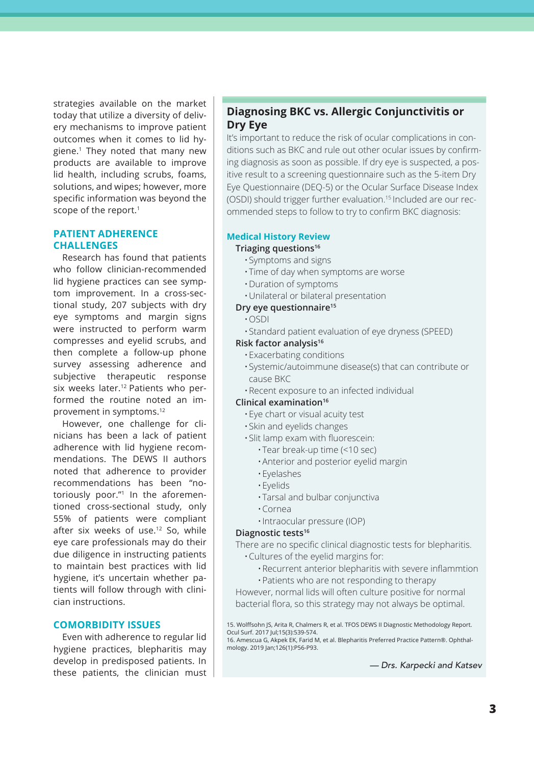strategies available on the market today that utilize a diversity of delivery mechanisms to improve patient outcomes when it comes to lid hygiene.[1] They noted that many new products are available to improve lid health, including scrubs, foams, solutions, and wipes; however, more specific information was beyond the scope of the report.[1]

## PATIENT ADHERENCE CHALLENGES

Research has found that patients who follow clinician-recommended lid hygiene practices can see symptom improvement. In a cross-sectional study, 207 subjects with dry eye symptoms and margin signs were instructed to perform warm compresses and eyelid scrubs, and then complete a follow-up phone survey assessing adherence and subjective therapeutic response six weeks later.[12] Patients who performed the routine noted an improvement in symptoms.[12]

However, one challenge for clinicians has been a lack of patient adherence with lid hygiene recommendations. The DEWS II authors noted that adherence to provider recommendations has been "notoriously poor."[1] In the aforementioned cross-sectional study, only 55% of patients were compliant after six weeks of use.[12] So, while eye care professionals may do their due diligence in instructing patients to maintain best practices with lid hygiene, it's uncertain whether patients will follow through with clinician instructions.

## COMORBIDITY ISSUES

Even with adherence to regular lid hygiene practices, blepharitis may develop in predisposed patients. In these patients, the clinician must

## Diagnosing BKC vs. Allergic Conjunctivitis or Dry Eye

It's important to reduce the risk of ocular complications in conditions such as BKC and rule out other ocular issues by confirming diagnosis as soon as possible. If dry eye is suspected, a positive result to a screening questionnaire such as the 5-item Dry Eye Questionnaire (DEQ-5) or the Ocular Surface Disease Index (OSDI) should trigger further evaluation.[15] Included are our recommended steps to follow to try to confirm BKC diagnosis:

### Medical History Review

**Triaging questions**[16]

- Symptoms and signs
- Time of day when symptoms are worse
- Duration of symptoms
- Unilateral or bilateral presentation

**Dry eye questionnaire**[15]

- OSDI
- Standard patient evaluation of eye dryness (SPEED)

**Risk factor analysis**[16]

- Exacerbating conditions
- Systemic/autoimmune disease(s) that can contribute or cause BKC
- Recent exposure to an infected individual

**Clinical examination**[16]

- Eye chart or visual acuity test
- Skin and eyelids changes
- Slit lamp exam with fluorescein:
  - Tear break-up time (<10 sec)
  - Anterior and posterior eyelid margin
  - Eyelashes
  - Eyelids
  - Tarsal and bulbar conjunctiva
  - Cornea
  - Intraocular pressure (IOP)

**Diagnostic tests**[16]

There are no specific clinical diagnostic tests for blepharitis.

- Cultures of the eyelid margins for:
  - Recurrent anterior blepharitis with severe inflammtion
  - Patients who are not responding to therapy

However, normal lids will often culture positive for normal bacterial flora, so this strategy may not always be optimal.

15. Wolffsohn JS, Arita R, Chalmers R, et al. TFOS DEWS II Diagnostic Methodology Report. Ocul Surf. 2017 Jul;15(3):539-574.
16. Amescua G, Akpek EK, Farid M, et al. Blepharitis Preferred Practice Pattern®. Ophthalmology. 2019 Jan;126(1):P56-P93.

*— Drs. Karpecki and Katsev*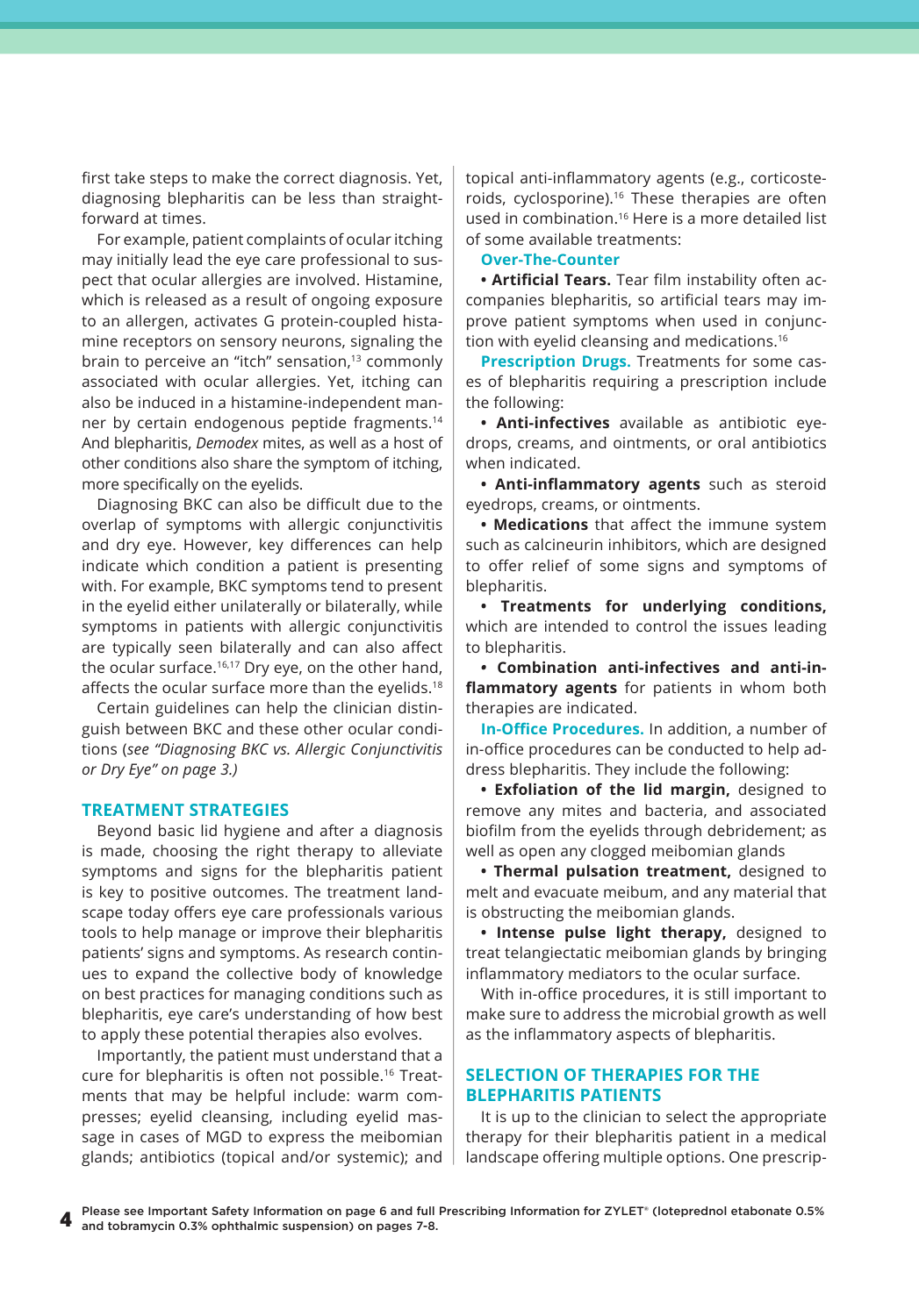first take steps to make the correct diagnosis. Yet, diagnosing blepharitis can be less than straightforward at times.

For example, patient complaints of ocular itching may initially lead the eye care professional to suspect that ocular allergies are involved. Histamine, which is released as a result of ongoing exposure to an allergen, activates G protein-coupled histamine receptors on sensory neurons, signaling the brain to perceive an "itch" sensation,[13] commonly associated with ocular allergies. Yet, itching can also be induced in a histamine-independent manner by certain endogenous peptide fragments.[14] And blepharitis, *Demodex* mites, as well as a host of other conditions also share the symptom of itching, more specifically on the eyelids.

Diagnosing BKC can also be difficult due to the overlap of symptoms with allergic conjunctivitis and dry eye. However, key differences can help indicate which condition a patient is presenting with. For example, BKC symptoms tend to present in the eyelid either unilaterally or bilaterally, while symptoms in patients with allergic conjunctivitis are typically seen bilaterally and can also affect the ocular surface.[16,17] Dry eye, on the other hand, affects the ocular surface more than the eyelids.[18]

Certain guidelines can help the clinician distinguish between BKC and these other ocular conditions (*see "Diagnosing BKC vs. Allergic Conjunctivitis or Dry Eye" on page 3.)*

## TREATMENT STRATEGIES

Beyond basic lid hygiene and after a diagnosis is made, choosing the right therapy to alleviate symptoms and signs for the blepharitis patient is key to positive outcomes. The treatment landscape today offers eye care professionals various tools to help manage or improve their blepharitis patients' signs and symptoms. As research continues to expand the collective body of knowledge on best practices for managing conditions such as blepharitis, eye care's understanding of how best to apply these potential therapies also evolves.

Importantly, the patient must understand that a cure for blepharitis is often not possible.[16] Treatments that may be helpful include: warm compresses; eyelid cleansing, including eyelid massage in cases of MGD to express the meibomian glands; antibiotics (topical and/or systemic); and topical anti-inflammatory agents (e.g., corticosteroids, cyclosporine).[16] These therapies are often used in combination.[16] Here is a more detailed list of some available treatments:

**Over-The-Counter**

- **Artificial Tears.** Tear film instability often accompanies blepharitis, so artificial tears may improve patient symptoms when used in conjunction with eyelid cleansing and medications.[16]

**Prescription Drugs.** Treatments for some cases of blepharitis requiring a prescription include the following:

- **Anti-infectives** available as antibiotic eyedrops, creams, and ointments, or oral antibiotics when indicated.
- **Anti-inflammatory agents** such as steroid eyedrops, creams, or ointments.
- **Medications** that affect the immune system such as calcineurin inhibitors, which are designed to offer relief of some signs and symptoms of blepharitis.
- **Treatments for underlying conditions,** which are intended to control the issues leading to blepharitis.
- **Combination anti-infectives and anti-inflammatory agents** for patients in whom both therapies are indicated.

**In-Office Procedures.** In addition, a number of in-office procedures can be conducted to help address blepharitis. They include the following:

- **Exfoliation of the lid margin,** designed to remove any mites and bacteria, and associated biofilm from the eyelids through debridement; as well as open any clogged meibomian glands
- **Thermal pulsation treatment,** designed to melt and evacuate meibum, and any material that is obstructing the meibomian glands.
- **Intense pulse light therapy,** designed to treat telangiectatic meibomian glands by bringing inflammatory mediators to the ocular surface.

With in-office procedures, it is still important to make sure to address the microbial growth as well as the inflammatory aspects of blepharitis.

## SELECTION OF THERAPIES FOR THE BLEPHARITIS PATIENTS

It is up to the clinician to select the appropriate therapy for their blepharitis patient in a medical landscape offering multiple options. One prescrip-

**Please see Important Safety Information on page 6 and full Prescribing Information for ZYLET® (loteprednol etabonate 0.5% and tobramycin 0.3% ophthalmic suspension) on pages 7-8.**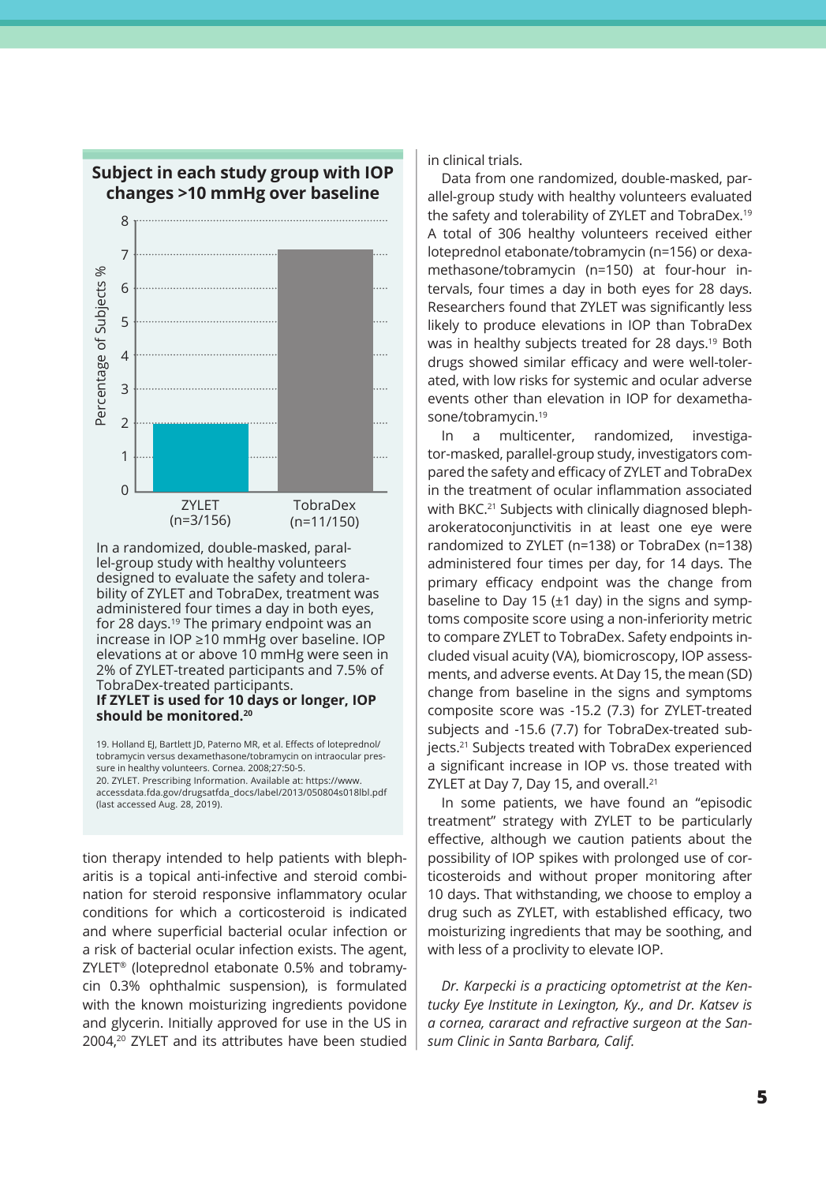### Subject in each study group with IOP changes >10 mmHg over baseline

| | ZYLET (n=3/156) | TobraDex (n=11/150) |
|---|---|---|
| Percentage of Subjects % | 2 | 7.2 |

In a randomized, double-masked, parallel-group study with healthy volunteers designed to evaluate the safety and tolerability of ZYLET and TobraDex, treatment was administered four times a day in both eyes, for 28 days.[19] The primary endpoint was an increase in IOP ≥10 mmHg over baseline. IOP elevations at or above 10 mmHg were seen in 2% of ZYLET-treated participants and 7.5% of TobraDex-treated participants.

**If ZYLET is used for 10 days or longer, IOP should be monitored.**[20]

19. Holland EJ, Bartlett JD, Paterno MR, et al. Effects of loteprednol/tobramycin versus dexamethasone/tobramycin on intraocular pressure in healthy volunteers. Cornea. 2008;27:50-5.
20. ZYLET. Prescribing Information. Available at: https://www.accessdata.fda.gov/drugsatfda_docs/label/2013/050804s018lbl.pdf (last accessed Aug. 28, 2019).

tion therapy intended to help patients with blepharitis is a topical anti-infective and steroid combination for steroid responsive inflammatory ocular conditions for which a corticosteroid is indicated and where superficial bacterial ocular infection or a risk of bacterial ocular infection exists. The agent, ZYLET® (loteprednol etabonate 0.5% and tobramycin 0.3% ophthalmic suspension), is formulated with the known moisturizing ingredients povidone and glycerin. Initially approved for use in the US in 2004,[20] ZYLET and its attributes have been studied in clinical trials.

Data from one randomized, double-masked, parallel-group study with healthy volunteers evaluated the safety and tolerability of ZYLET and TobraDex.[19] A total of 306 healthy volunteers received either loteprednol etabonate/tobramycin (n=156) or dexamethasone/tobramycin (n=150) at four-hour intervals, four times a day in both eyes for 28 days. Researchers found that ZYLET was significantly less likely to produce elevations in IOP than TobraDex was in healthy subjects treated for 28 days.[19] Both drugs showed similar efficacy and were well-tolerated, with low risks for systemic and ocular adverse events other than elevation in IOP for dexamethasone/tobramycin.[19]

In a multicenter, randomized, investigator-masked, parallel-group study, investigators compared the safety and efficacy of ZYLET and TobraDex in the treatment of ocular inflammation associated with BKC.[21] Subjects with clinically diagnosed blepharokeratoconjunctivitis in at least one eye were randomized to ZYLET (n=138) or TobraDex (n=138) administered four times per day, for 14 days. The primary efficacy endpoint was the change from baseline to Day 15 (±1 day) in the signs and symptoms composite score using a non-inferiority metric to compare ZYLET to TobraDex. Safety endpoints included visual acuity (VA), biomicroscopy, IOP assessments, and adverse events. At Day 15, the mean (SD) change from baseline in the signs and symptoms composite score was -15.2 (7.3) for ZYLET-treated subjects and -15.6 (7.7) for TobraDex-treated subjects.[21] Subjects treated with TobraDex experienced a significant increase in IOP vs. those treated with ZYLET at Day 7, Day 15, and overall.[21]

In some patients, we have found an "episodic treatment" strategy with ZYLET to be particularly effective, although we caution patients about the possibility of IOP spikes with prolonged use of corticosteroids and without proper monitoring after 10 days. That withstanding, we choose to employ a drug such as ZYLET, with established efficacy, two moisturizing ingredients that may be soothing, and with less of a proclivity to elevate IOP.

*Dr. Karpecki is a practicing optometrist at the Kentucky Eye Institute in Lexington, Ky., and Dr. Katsev is a cornea, cararact and refractive surgeon at the Sansum Clinic in Santa Barbara, Calif.*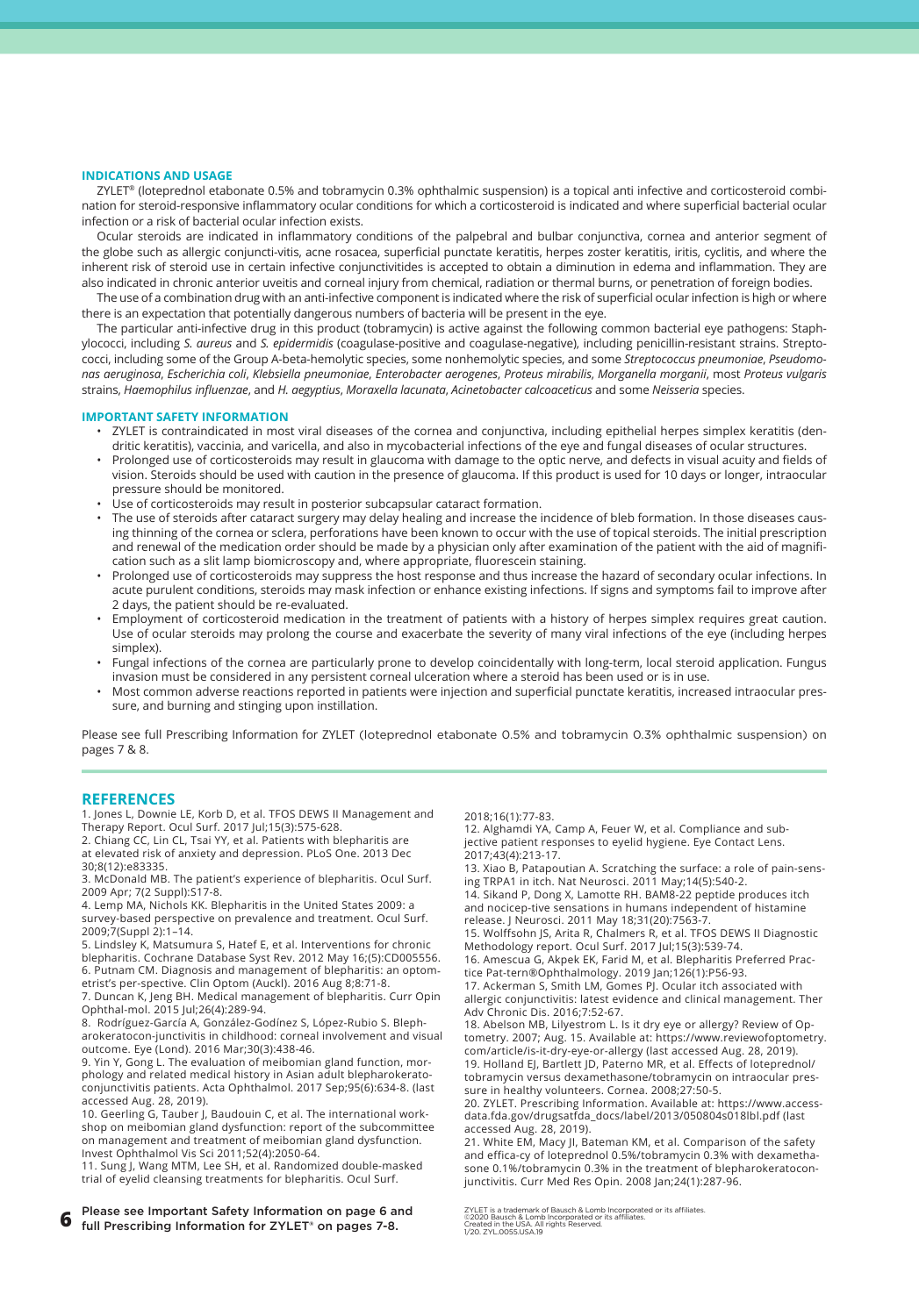## INDICATIONS AND USAGE

ZYLET® (loteprednol etabonate 0.5% and tobramycin 0.3% ophthalmic suspension) is a topical anti infective and corticosteroid combination for steroid-responsive inflammatory ocular conditions for which a corticosteroid is indicated and where superficial bacterial ocular infection or a risk of bacterial ocular infection exists.

Ocular steroids are indicated in inflammatory conditions of the palpebral and bulbar conjunctiva, cornea and anterior segment of the globe such as allergic conjuncti-vitis, acne rosacea, superficial punctate keratitis, herpes zoster keratitis, iritis, cyclitis, and where the inherent risk of steroid use in certain infective conjunctivitides is accepted to obtain a diminution in edema and inflammation. They are also indicated in chronic anterior uveitis and corneal injury from chemical, radiation or thermal burns, or penetration of foreign bodies.

The use of a combination drug with an anti-infective component is indicated where the risk of superficial ocular infection is high or where there is an expectation that potentially dangerous numbers of bacteria will be present in the eye.

The particular anti-infective drug in this product (tobramycin) is active against the following common bacterial eye pathogens: Staphylococci, including *S. aureus* and *S. epidermidis* (coagulase-positive and coagulase-negative), including penicillin-resistant strains. Streptococci, including some of the Group A-beta-hemolytic species, some nonhemolytic species, and some *Streptococcus pneumoniae*, *Pseudomonas aeruginosa*, *Escherichia coli*, *Klebsiella pneumoniae*, *Enterobacter aerogenes*, *Proteus mirabilis*, *Morganella morganii*, most *Proteus vulgaris* strains, *Haemophilus influenzae*, and *H. aegyptius*, *Moraxella lacunata*, *Acinetobacter calcoaceticus* and some *Neisseria* species.

## IMPORTANT SAFETY INFORMATION

- ZYLET is contraindicated in most viral diseases of the cornea and conjunctiva, including epithelial herpes simplex keratitis (dendritic keratitis), vaccinia, and varicella, and also in mycobacterial infections of the eye and fungal diseases of ocular structures.
- Prolonged use of corticosteroids may result in glaucoma with damage to the optic nerve, and defects in visual acuity and fields of vision. Steroids should be used with caution in the presence of glaucoma. If this product is used for 10 days or longer, intraocular pressure should be monitored.
- Use of corticosteroids may result in posterior subcapsular cataract formation.
- The use of steroids after cataract surgery may delay healing and increase the incidence of bleb formation. In those diseases causing thinning of the cornea or sclera, perforations have been known to occur with the use of topical steroids. The initial prescription and renewal of the medication order should be made by a physician only after examination of the patient with the aid of magnification such as a slit lamp biomicroscopy and, where appropriate, fluorescein staining.
- Prolonged use of corticosteroids may suppress the host response and thus increase the hazard of secondary ocular infections. In acute purulent conditions, steroids may mask infection or enhance existing infections. If signs and symptoms fail to improve after 2 days, the patient should be re-evaluated.
- Employment of corticosteroid medication in the treatment of patients with a history of herpes simplex requires great caution. Use of ocular steroids may prolong the course and exacerbate the severity of many viral infections of the eye (including herpes simplex).
- Fungal infections of the cornea are particularly prone to develop coincidentally with long-term, local steroid application. Fungus invasion must be considered in any persistent corneal ulceration where a steroid has been used or is in use.
- Most common adverse reactions reported in patients were injection and superficial punctate keratitis, increased intraocular pressure, and burning and stinging upon instillation.

Please see full Prescribing Information for ZYLET (loteprednol etabonate 0.5% and tobramycin 0.3% ophthalmic suspension) on pages 7 & 8.

## REFERENCES

1. Jones L, Downie LE, Korb D, et al. TFOS DEWS II Management and Therapy Report. Ocul Surf. 2017 Jul;15(3):575-628.
2. Chiang CC, Lin CL, Tsai YY, et al. Patients with blepharitis are at elevated risk of anxiety and depression. PLoS One. 2013 Dec 30;8(12):e83335.
3. McDonald MB. The patient's experience of blepharitis. Ocul Surf. 2009 Apr; 7(2 Suppl):S17-8.
4. Lemp MA, Nichols KK. Blepharitis in the United States 2009: a survey-based perspective on prevalence and treatment. Ocul Surf. 2009;7(Suppl 2):1–14.
5. Lindsley K, Matsumura S, Hatef E, et al. Interventions for chronic blepharitis. Cochrane Database Syst Rev. 2012 May 16;(5):CD005556.
6. Putnam CM. Diagnosis and management of blepharitis: an optometrist's per-spective. Clin Optom (Auckl). 2016 Aug 8;8:71-8.
7. Duncan K, Jeng BH. Medical management of blepharitis. Curr Opin Ophthal-mol. 2015 Jul;26(4):289-94.
8. Rodríguez-García A, González-Godínez S, López-Rubio S. Blepharokeratocon-junctivitis in childhood: corneal involvement and visual outcome. Eye (Lond). 2016 Mar;30(3):438-46.
9. Yin Y, Gong L. The evaluation of meibomian gland function, morphology and related medical history in Asian adult blepharokeratoconjunctivitis patients. Acta Ophthalmol. 2017 Sep;95(6):634-8. (last accessed Aug. 28, 2019).
10. Geerling G, Tauber J, Baudouin C, et al. The international workshop on meibomian gland dysfunction: report of the subcommittee on management and treatment of meibomian gland dysfunction. Invest Ophthalmol Vis Sci 2011;52(4):2050-64.
11. Sung J, Wang MTM, Lee SH, et al. Randomized double-masked trial of eyelid cleansing treatments for blepharitis. Ocul Surf. 2018;16(1):77-83.
12. Alghamdi YA, Camp A, Feuer W, et al. Compliance and subjective patient responses to eyelid hygiene. Eye Contact Lens. 2017;43(4):213-17.
13. Xiao B, Patapoutian A. Scratching the surface: a role of pain-sensing TRPA1 in itch. Nat Neurosci. 2011 May;14(5):540-2.
14. Sikand P, Dong X, Lamotte RH. BAM8-22 peptide produces itch and nocicep-tive sensations in humans independent of histamine release. J Neurosci. 2011 May 18;31(20):7563-7.
15. Wolffsohn JS, Arita R, Chalmers R, et al. TFOS DEWS II Diagnostic Methodology report. Ocul Surf. 2017 Jul;15(3):539-74.
16. Amescua G, Akpek EK, Farid M, et al. Blepharitis Preferred Practice Pat-tern®Ophthalmology. 2019 Jan;126(1):P56-93.
17. Ackerman S, Smith LM, Gomes PJ. Ocular itch associated with allergic conjunctivitis: latest evidence and clinical management. Ther Adv Chronic Dis. 2016;7:52-67.
18. Abelson MB, Lilyestrom L. Is it dry eye or allergy? Review of Optometry. 2007; Aug. 15. Available at: https://www.reviewofoptometry.com/article/is-it-dry-eye-or-allergy (last accessed Aug. 28, 2019).
19. Holland EJ, Bartlett JD, Paterno MR, et al. Effects of loteprednol/tobramycin versus dexamethasone/tobramycin on intraocular pressure in healthy volunteers. Cornea. 2008;27:50-5.
20. ZYLET. Prescribing Information. Available at: https://www.accessdata.fda.gov/drugsatfda_docs/label/2013/050804s018lbl.pdf (last accessed Aug. 28, 2019).
21. White EM, Macy JI, Bateman KM, et al. Comparison of the safety and effica-cy of loteprednol 0.5%/tobramycin 0.3% with dexamethasone 0.1%/tobramycin 0.3% in the treatment of blepharokeratoconjunctivitis. Curr Med Res Opin. 2008 Jan;24(1):287-96.

**Please see Important Safety Information on page 6 and full Prescribing Information for ZYLET® on pages 7-8.**

ZYLET is a trademark of Bausch & Lomb Incorporated or its affiliates.
©2020 Bausch & Lomb Incorporated or its affiliates.
Created in the USA. All rights Reserved.
1/20. ZYL.0055.USA.19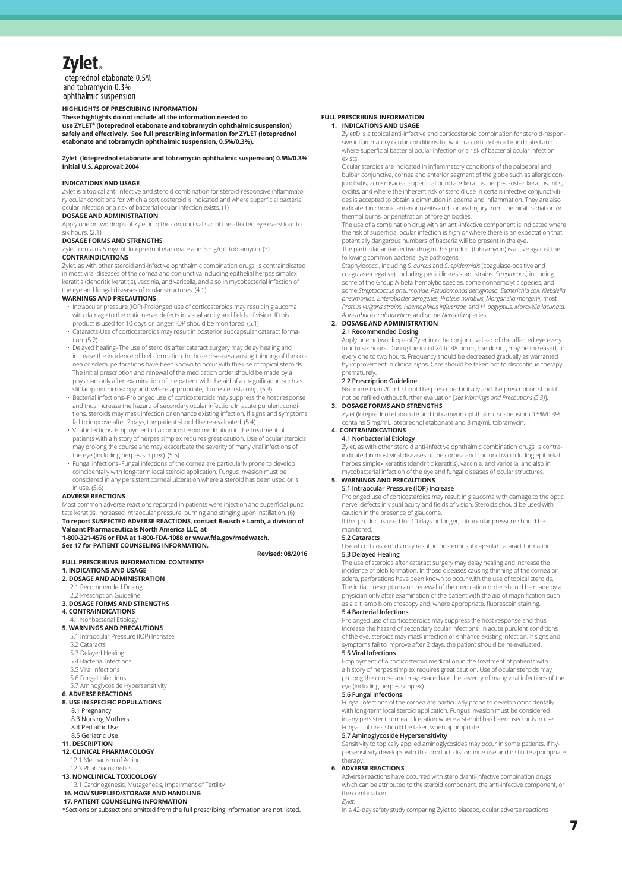# Zylet®

loteprednol etabonate 0.5%
and tobramycin 0.3%
ophthalmic suspension

**HIGHLIGHTS OF PRESCRIBING INFORMATION**

**These highlights do not include all the information needed to use ZYLET® (loteprednol etabonate and tobramycin ophthalmic suspension) safely and effectively. See full prescribing information for ZYLET (loteprednol etabonate and tobramycin ophthalmic suspension, 0.5%/0.3%).**

**Zylet (loteprednol etabonate and tobramycin ophthalmic suspension) 0.5%/0.3%**
**Initial U.S. Approval: 2004**

**INDICATIONS AND USAGE**

Zylet is a topical anti-infective and steroid combination for steroid-responsive inflammatory ocular conditions for which a corticosteroid is indicated and where superficial bacterial ocular infection or a risk of bacterial ocular infection exists. (1)

**DOSAGE AND ADMINISTRATION**

Apply one or two drops of Zylet into the conjunctival sac of the affected eye every four to six hours. (2.1)

**DOSAGE FORMS AND STRENGTHS**

Zylet contains 5 mg/mL loteprednol etabonate and 3 mg/mL tobramycin. (3)

**CONTRAINDICATIONS**

Zylet, as with other steroid anti-infective ophthalmic combination drugs, is contraindicated in most viral diseases of the cornea and conjunctiva including epithelial herpes simplex keratitis (dendritic keratitis), vaccinia, and varicella, and also in mycobacterial infection of the eye and fungal diseases of ocular structures. (4.1)

**WARNINGS AND PRECAUTIONS**

- Intraocular pressure (IOP)-Prolonged use of corticosteroids may result in glaucoma with damage to the optic nerve, defects in visual acuity and fields of vision. If this product is used for 10 days or longer, IOP should be monitored. (5.1)
- Cataracts-Use of corticosteroids may result in posterior subcapsular cataract formation. (5.2)
- Delayed healing–The use of steroids after cataract surgery may delay healing and increase the incidence of bleb formation. In those diseases causing thinning of the cornea or sclera, perforations have been known to occur with the use of topical steroids. The initial prescription and renewal of the medication order should be made by a physician only after examination of the patient with the aid of a magnification such as slit lamp biomicroscopy and, where appropriate, fluorescein staining. (5.3)
- Bacterial infections–Prolonged use of corticosteroids may suppress the host response and thus increase the hazard of secondary ocular infection. In acute purulent conditions, steroids may mask infection or enhance existing infection. If signs and symptoms fail to improve after 2 days, the patient should be re-evaluated. (5.4)
- Viral infections–Employment of a corticosteroid medication in the treatment of patients with a history of herpes simplex requires great caution. Use of ocular steroids may prolong the course and may exacerbate the severity of many viral infections of the eye (including herpes simplex). (5.5)
- Fungal infections–Fungal infections of the cornea are particularly prone to develop coincidentally with long-term local steroid application. Fungus invasion must be considered in any persistent corneal ulceration where a steroid has been used or is in use. (5.6)

**ADVERSE REACTIONS**

Most common adverse reactions reported in patients were injection and superficial punctate keratitis, increased intraocular pressure, burning and stinging upon instillation. (6)

**To report SUSPECTED ADVERSE REACTIONS, contact Bausch + Lomb, a division of Valeant Pharmaceuticals North America LLC, at 1-800-321-4576 or FDA at 1-800-FDA-1088 or www.fda.gov/medwatch.**
**See 17 for PATIENT COUNSELING INFORMATION.**

**Revised: 08/2016**

**FULL PRESCRIBING INFORMATION: CONTENTS***

**1. INDICATIONS AND USAGE**
**2. DOSAGE AND ADMINISTRATION**
 2.1 Recommended Dosing
 2.2 Prescription Guideline
**3. DOSAGE FORMS AND STRENGTHS**
**4. CONTRAINDICATIONS**
 4.1 Nonbacterial Etiology
**5. WARNINGS AND PRECAUTIONS**
 5.1 Intraocular Pressure (IOP) Increase
 5.2 Cataracts
 5.3 Delayed Healing
 5.4 Bacterial Infections
 5.5 Viral Infections
 5.6 Fungal Infections
 5.7 Aminoglycoside Hypersensitivity
**6. ADVERSE REACTIONS**
**8. USE IN SPECIFIC POPULATIONS**
 8.1 Pregnancy
 8.3 Nursing Mothers
 8.4 Pediatric Use
 8.5 Geriatric Use
**11. DESCRIPTION**
**12. CLINICAL PHARMACOLOGY**
 12.1 Mechanism of Action
 12.3 Pharmacokinetics
**13. NONCLINICAL TOXICOLOGY**
 13.1 Carcinogenesis, Mutagenesis, Impairment of Fertility
**16. HOW SUPPLIED/STORAGE AND HANDLING**
**17. PATIENT COUNSELING INFORMATION**

*Sections or subsections omitted from the full prescribing information are not listed.

## FULL PRESCRIBING INFORMATION

### 1. INDICATIONS AND USAGE

Zylet® is a topical anti-infective and corticosteroid combination for steroid-responsive inflammatory ocular conditions for which a corticosteroid is indicated and where superficial bacterial ocular infection or a risk of bacterial ocular infection exists.

Ocular steroids are indicated in inflammatory conditions of the palpebral and bulbar conjunctiva, cornea and anterior segment of the globe such as allergic conjunctivitis, acne rosacea, superficial punctate keratitis, herpes zoster keratitis, iritis, cyclitis, and where the inherent risk of steroid use in certain infective conjunctivitides is accepted to obtain a diminution in edema and inflammation. They are also indicated in chronic anterior uveitis and corneal injury from chemical, radiation or thermal burns, or penetration of foreign bodies.

The use of a combination drug with an anti-infective component is indicated where the risk of superficial ocular infection is high or where there is an expectation that potentially dangerous numbers of bacteria will be present in the eye.

The particular anti-infective drug in this product (tobramycin) is active against the following common bacterial eye pathogens:

Staphylococci, including *S. aureus* and *S. epidermidis* (coagulase-positive and coagulase-negative), including penicillin-resistant strains. *Streptococci*, including some of the Group A-beta-hemolytic species, some nonhemolytic species, and some *Streptococcus pneumoniae, Pseudomonas aeruginosa, Escherichia coli, Klebsiella pneumoniae, Enterobacter aerogenes, Proteus mirabilis, Morganella morganii*, most *Proteus vulgaris strains, Haemophilus influenzae*, and *H. aegyptius, Moraxella lacunata, Acinetobacter calcoaceticus* and some *Neisseria* species.

### 2. DOSAGE AND ADMINISTRATION

#### 2.1 Recommended Dosing

Apply one or two drops of Zylet into the conjunctival sac of the affected eye every four to six hours. During the initial 24 to 48 hours, the dosing may be increased, to every one to two hours. Frequency should be decreased gradually as warranted by improvement in clinical signs. Care should be taken not to discontinue therapy prematurely.

#### 2.2 Prescription Guideline

Not more than 20 mL should be prescribed initially and the prescription should not be refilled without further evaluation [*see Warnings and Precautions (5.3)*].

### 3. DOSAGE FORMS AND STRENGTHS

Zylet (loteprednol etabonate and tobramycin ophthalmic suspension) 0.5%/0.3% contains 5 mg/mL loteprednol etabonate and 3 mg/mL tobramycin.

### 4. CONTRAINDICATIONS

#### 4.1 Nonbacterial Etiology

Zylet, as with other steroid anti-infective ophthalmic combination drugs, is contraindicated in most viral diseases of the cornea and conjunctiva including epithelial herpes simplex keratitis (dendritic keratitis), vaccinia, and varicella, and also in mycobacterial infection of the eye and fungal diseases of ocular structures.

### 5. WARNINGS AND PRECAUTIONS

#### 5.1 Intraocular Pressure (IOP) Increase

Prolonged use of corticosteroids may result in glaucoma with damage to the optic nerve, defects in visual acuity and fields of vision. Steroids should be used with caution in the presence of glaucoma.

If this product is used for 10 days or longer, intraocular pressure should be monitored.

#### 5.2 Cataracts

Use of corticosteroids may result in posterior subcapsular cataract formation.

#### 5.3 Delayed Healing

The use of steroids after cataract surgery may delay healing and increase the incidence of bleb formation. In those diseases causing thinning of the cornea or sclera, perforations have been known to occur with the use of topical steroids. The initial prescription and renewal of the medication order should be made by a physician only after examination of the patient with the aid of magnification such as a slit lamp biomicroscopy and, where appropriate, fluorescein staining.

#### 5.4 Bacterial Infections

Prolonged use of corticosteroids may suppress the host response and thus increase the hazard of secondary ocular infections. In acute purulent conditions of the eye, steroids may mask infection or enhance existing infection. If signs and symptoms fail to improve after 2 days, the patient should be re-evaluated.

#### 5.5 Viral Infections

Employment of a corticosteroid medication in the treatment of patients with a history of herpes simplex requires great caution. Use of ocular steroids may prolong the course and may exacerbate the severity of many viral infections of the eye (including herpes simplex).

#### 5.6 Fungal Infections

Fungal infections of the cornea are particularly prone to develop coincidentally with long-term local steroid application. Fungus invasion must be considered in any persistent corneal ulceration where a steroid has been used or is in use. Fungal cultures should be taken when appropriate.

#### 5.7 Aminoglycoside Hypersensitivity

Sensitivity to topically applied aminoglycosides may occur in some patients. If hypersensitivity develops with this product, discontinue use and institute appropriate therapy.

### 6. ADVERSE REACTIONS

Adverse reactions have occurred with steroid/anti-infective combination drugs which can be attributed to the steroid component, the anti-infective component, or the combination.

*Zylet:*

In a 42-day safety study comparing Zylet to placebo, ocular adverse reactions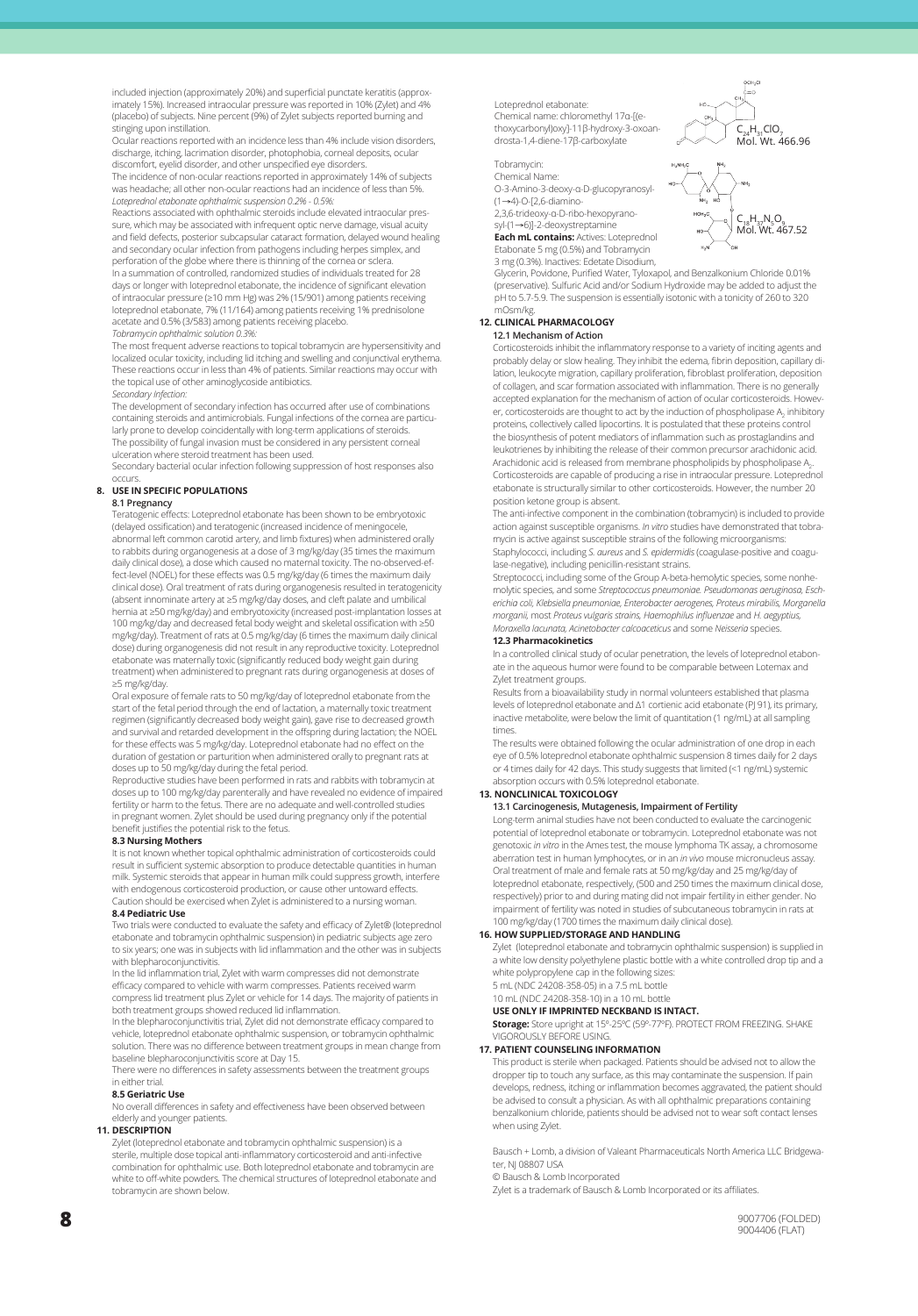included injection (approximately 20%) and superficial punctate keratitis (approximately 15%). Increased intraocular pressure was reported in 10% (Zylet) and 4% (placebo) of subjects. Nine percent (9%) of Zylet subjects reported burning and stinging upon instillation.

Ocular reactions reported with an incidence less than 4% include vision disorders, discharge, itching, lacrimation disorder, photophobia, corneal deposits, ocular discomfort, eyelid disorder, and other unspecified eye disorders.

The incidence of non-ocular reactions reported in approximately 14% of subjects was headache; all other non-ocular reactions had an incidence of less than 5%.

*Loteprednol etabonate ophthalmic suspension 0.2% - 0.5%:*

Reactions associated with ophthalmic steroids include elevated intraocular pressure, which may be associated with infrequent optic nerve damage, visual acuity and field defects, posterior subcapsular cataract formation, delayed wound healing and secondary ocular infection from pathogens including herpes simplex, and perforation of the globe where there is thinning of the cornea or sclera.

In a summation of controlled, randomized studies of individuals treated for 28 days or longer with loteprednol etabonate, the incidence of significant elevation of intraocular pressure (≥10 mm Hg) was 2% (15/901) among patients receiving loteprednol etabonate, 7% (11/164) among patients receiving 1% prednisolone acetate and 0.5% (3/583) among patients receiving placebo.

*Tobramycin ophthalmic solution 0.3%:*

The most frequent adverse reactions to topical tobramycin are hypersensitivity and localized ocular toxicity, including lid itching and swelling and conjunctival erythema. These reactions occur in less than 4% of patients. Similar reactions may occur with the topical use of other aminoglycoside antibiotics.

*Secondary Infection:*

The development of secondary infection has occurred after use of combinations containing steroids and antimicrobials. Fungal infections of the cornea are particularly prone to develop coincidentally with long-term applications of steroids. The possibility of fungal invasion must be considered in any persistent corneal ulceration where steroid treatment has been used.

Secondary bacterial ocular infection following suppression of host responses also occurs.

## 8. USE IN SPECIFIC POPULATIONS

### 8.1 Pregnancy

Teratogenic effects: Loteprednol etabonate has been shown to be embryotoxic (delayed ossification) and teratogenic (increased incidence of meningocele, abnormal left common carotid artery, and limb fixtures) when administered orally to rabbits during organogenesis at a dose of 3 mg/kg/day (35 times the maximum daily clinical dose), a dose which caused no maternal toxicity. The no-observed-effect-level (NOEL) for these effects was 0.5 mg/kg/day (6 times the maximum daily clinical dose). Oral treatment of rats during organogenesis resulted in teratogenicity (absent innominate artery at ≥5 mg/kg/day doses, and cleft palate and umbilical hernia at ≥50 mg/kg/day) and embryotoxicity (increased post-implantation losses at 100 mg/kg/day and decreased fetal body weight and skeletal ossification with ≥50 mg/kg/day). Treatment of rats at 0.5 mg/kg/day (6 times the maximum daily clinical dose) during organogenesis did not result in any reproductive toxicity. Loteprednol etabonate was maternally toxic (significantly reduced body weight gain during treatment) when administered to pregnant rats during organogenesis at doses of ≥5 mg/kg/day.

Oral exposure of female rats to 50 mg/kg/day of loteprednol etabonate from the start of the fetal period through the end of lactation, a maternally toxic treatment regimen (significantly decreased body weight gain), gave rise to decreased growth and survival and retarded development in the offspring during lactation; the NOEL for these effects was 5 mg/kg/day. Loteprednol etabonate had no effect on the duration of gestation or parturition when administered orally to pregnant rats at doses up to 50 mg/kg/day during the fetal period.

Reproductive studies have been performed in rats and rabbits with tobramycin at doses up to 100 mg/kg/day parenterally and have revealed no evidence of impaired fertility or harm to the fetus. There are no adequate and well-controlled studies in pregnant women. Zylet should be used during pregnancy only if the potential benefit justifies the potential risk to the fetus.

### 8.3 Nursing Mothers

It is not known whether topical ophthalmic administration of corticosteroids could result in sufficient systemic absorption to produce detectable quantities in human milk. Systemic steroids that appear in human milk could suppress growth, interfere with endogenous corticosteroid production, or cause other untoward effects. Caution should be exercised when Zylet is administered to a nursing woman.

### 8.4 Pediatric Use

Two trials were conducted to evaluate the safety and efficacy of Zylet® (loteprednol etabonate and tobramycin ophthalmic suspension) in pediatric subjects age zero to six years; one was in subjects with lid inflammation and the other was in subjects with blepharoconjunctivitis.

In the lid inflammation trial, Zylet with warm compresses did not demonstrate efficacy compared to vehicle with warm compresses. Patients received warm compress lid treatment plus Zylet or vehicle for 14 days. The majority of patients in both treatment groups showed reduced lid inflammation.

In the blepharoconjunctivitis trial, Zylet did not demonstrate efficacy compared to vehicle, loteprednol etabonate ophthalmic suspension, or tobramycin ophthalmic solution. There was no difference between treatment groups in mean change from baseline blepharoconjunctivitis score at Day 15.

There were no differences in safety assessments between the treatment groups in either trial.

### 8.5 Geriatric Use

No overall differences in safety and effectiveness have been observed between elderly and younger patients.

## 11. DESCRIPTION

Zylet (loteprednol etabonate and tobramycin ophthalmic suspension) is a sterile, multiple dose topical anti-inflammatory corticosteroid and anti-infective combination for ophthalmic use. Both loteprednol etabonate and tobramycin are white to off-white powders. The chemical structures of loteprednol etabonate and tobramycin are shown below.

Loteprednol etabonate:
Chemical name: chloromethyl 17α-[(ethoxycarbonyl)oxy]-11β-hydroxy-3-oxoandrosta-1,4-diene-17β-carboxylate

$C_{24}H_{31}ClO_7$
Mol. Wt. 466.96

Tobramycin:
Chemical Name:
O-3-Amino-3-deoxy-α-D-glucopyranosyl-(1→4)-O-[2,6-diamino-2,3,6-trideoxy-α-D-ribo-hexopyranosyl-(1→6)]-2-deoxystreptamine

$C_{18}H_{37}N_5O_9$
Mol. Wt. 467.52

**Each mL contains:** Actives: Loteprednol Etabonate 5 mg (0.5%) and Tobramycin 3 mg (0.3%). Inactives: Edetate Disodium, Glycerin, Povidone, Purified Water, Tyloxapol, and Benzalkonium Chloride 0.01% (preservative). Sulfuric Acid and/or Sodium Hydroxide may be added to adjust the pH to 5.7-5.9. The suspension is essentially isotonic with a tonicity of 260 to 320 mOsm/kg.

## 12. CLINICAL PHARMACOLOGY

### 12.1 Mechanism of Action

Corticosteroids inhibit the inflammatory response to a variety of inciting agents and probably delay or slow healing. They inhibit the edema, fibrin deposition, capillary dilation, leukocyte migration, capillary proliferation, fibroblast proliferation, deposition of collagen, and scar formation associated with inflammation. There is no generally accepted explanation for the mechanism of action of ocular corticosteroids. However, corticosteroids are thought to act by the induction of phospholipase $A_2$ inhibitory proteins, collectively called lipocortins. It is postulated that these proteins control the biosynthesis of potent mediators of inflammation such as prostaglandins and leukotrienes by inhibiting the release of their common precursor arachidonic acid. Arachidonic acid is released from membrane phospholipids by phospholipase $A_2$. Corticosteroids are capable of producing a rise in intraocular pressure. Loteprednol etabonate is structurally similar to other corticosteroids. However, the number 20 position ketone group is absent.

The anti-infective component in the combination (tobramycin) is included to provide action against susceptible organisms. *In vitro* studies have demonstrated that tobramycin is active against susceptible strains of the following microorganisms:

Staphylococci, including *S. aureus* and *S. epidermidis* (coagulase-positive and coagulase-negative), including penicillin-resistant strains.

Streptococci, including some of the Group A-beta-hemolytic species, some nonhemolytic species, and some *Streptococcus pneumoniae. Pseudomonas aeruginosa, Escherichia coli, Klebsiella pneumoniae, Enterobacter aerogenes, Proteus mirabilis, Morganella morganii,* most *Proteus vulgaris strains, Haemophilus influenzae* and *H. aegyptius, Moraxella lacunata, Acinetobacter calcoaceticus* and some *Neisseria* species.

### 12.3 Pharmacokinetics

In a controlled clinical study of ocular penetration, the levels of loteprednol etabonate in the aqueous humor were found to be comparable between Lotemax and Zylet treatment groups.

Results from a bioavailability study in normal volunteers established that plasma levels of loteprednol etabonate and Δ1 cortienic acid etabonate (PJ 91), its primary, inactive metabolite, were below the limit of quantitation (1 ng/mL) at all sampling times.

The results were obtained following the ocular administration of one drop in each eye of 0.5% loteprednol etabonate ophthalmic suspension 8 times daily for 2 days or 4 times daily for 42 days. This study suggests that limited (<1 ng/mL) systemic absorption occurs with 0.5% loteprednol etabonate.

## 13. NONCLINICAL TOXICOLOGY

### 13.1 Carcinogenesis, Mutagenesis, Impairment of Fertility

Long-term animal studies have not been conducted to evaluate the carcinogenic potential of loteprednol etabonate or tobramycin. Loteprednol etabonate was not genotoxic *in vitro* in the Ames test, the mouse lymphoma TK assay, a chromosome aberration test in human lymphocytes, or in an *in vivo* mouse micronucleus assay. Oral treatment of male and female rats at 50 mg/kg/day and 25 mg/kg/day of loteprednol etabonate, respectively, (500 and 250 times the maximum clinical dose, respectively) prior to and during mating did not impair fertility in either gender. No impairment of fertility was noted in studies of subcutaneous tobramycin in rats at 100 mg/kg/day (1700 times the maximum daily clinical dose).

## 16. HOW SUPPLIED/STORAGE AND HANDLING

Zylet (loteprednol etabonate and tobramycin ophthalmic suspension) is supplied in a white low density polyethylene plastic bottle with a white controlled drop tip and a white polypropylene cap in the following sizes:

5 mL (NDC 24208-358-05) in a 7.5 mL bottle

10 mL (NDC 24208-358-10) in a 10 mL bottle

**USE ONLY IF IMPRINTED NECKBAND IS INTACT.**

**Storage:** Store upright at 15º-25ºC (59º-77ºF). PROTECT FROM FREEZING. SHAKE VIGOROUSLY BEFORE USING.

## 17. PATIENT COUNSELING INFORMATION

This product is sterile when packaged. Patients should be advised not to allow the dropper tip to touch any surface, as this may contaminate the suspension. If pain develops, redness, itching or inflammation becomes aggravated, the patient should be advised to consult a physician. As with all ophthalmic preparations containing benzalkonium chloride, patients should be advised not to wear soft contact lenses when using Zylet.

Bausch + Lomb, a division of Valeant Pharmaceuticals North America LLC Bridgewater, NJ 08807 USA

© Bausch & Lomb Incorporated

Zylet is a trademark of Bausch & Lomb Incorporated or its affiliates.

9007706 (FOLDED)
9004406 (FLAT)